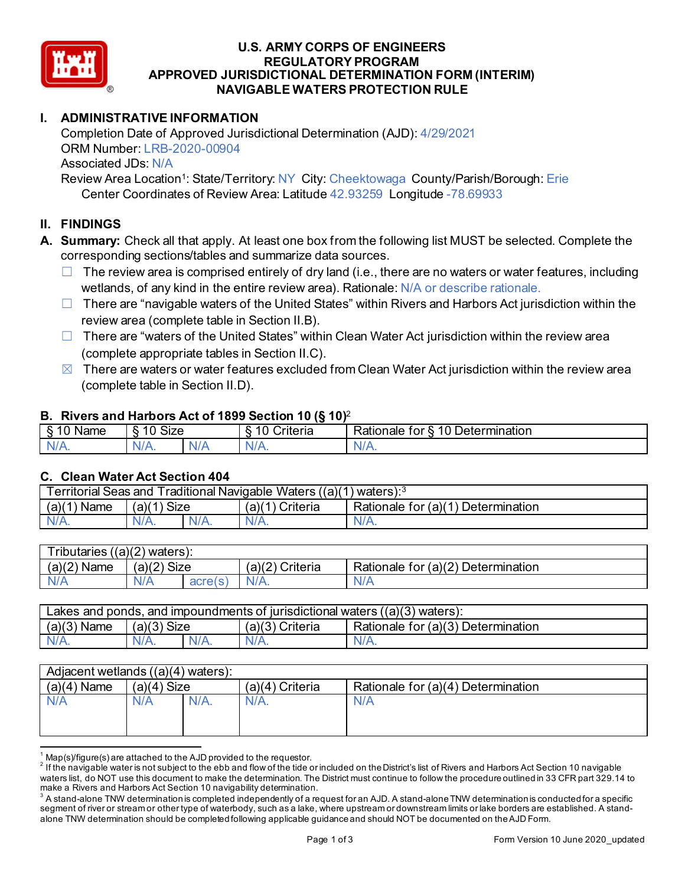# U.S. ARMY CORPS OF ENGINEERS
# REGULATORY PROGRAM
# APPROVED JURISDICTIONAL DETERMINATION FORM (INTERIM)
# NAVIGABLE WATERS PROTECTION RULE

## I. ADMINISTRATIVE INFORMATION

Completion Date of Approved Jurisdictional Determination (AJD): 4/29/2021
ORM Number: LRB-2020-00904
Associated JDs: N/A
Review Area Location[1]: State/Territory: NY City: Cheektowaga County/Parish/Borough: Erie
Center Coordinates of Review Area: Latitude 42.93259 Longitude -78.69933

## II. FINDINGS

**A. Summary:** Check all that apply. At least one box from the following list MUST be selected. Complete the corresponding sections/tables and summarize data sources.

- ☐ The review area is comprised entirely of dry land (i.e., there are no waters or water features, including wetlands, of any kind in the entire review area). Rationale: N/A or describe rationale.
- ☐ There are "navigable waters of the United States" within Rivers and Harbors Act jurisdiction within the review area (complete table in Section II.B).
- ☐ There are "waters of the United States" within Clean Water Act jurisdiction within the review area (complete appropriate tables in Section II.C).
- ☒ There are waters or water features excluded from Clean Water Act jurisdiction within the review area (complete table in Section II.D).

### B. Rivers and Harbors Act of 1899 Section 10 (§ 10)[2]

| § 10 Name | § 10 Size | | § 10 Criteria | Rationale for § 10 Determination |
|---|---|---|---|---|
| N/A. | N/A. | N/A | N/A. | N/A. |

### C. Clean Water Act Section 404

| Territorial Seas and Traditional Navigable Waters ((a)(1) waters):[3] | | | | |
|---|---|---|---|---|
| (a)(1) Name | (a)(1) Size | | (a)(1) Criteria | Rationale for (a)(1) Determination |
| N/A. | N/A. | N/A. | N/A. | N/A. |

| Tributaries ((a)(2) waters): | | | | |
|---|---|---|---|---|
| (a)(2) Name | (a)(2) Size | | (a)(2) Criteria | Rationale for (a)(2) Determination |
| N/A | N/A | acre(s) | N/A. | N/A |

| Lakes and ponds, and impoundments of jurisdictional waters ((a)(3) waters): | | | | |
|---|---|---|---|---|
| (a)(3) Name | (a)(3) Size | | (a)(3) Criteria | Rationale for (a)(3) Determination |
| N/A. | N/A. | N/A. | N/A. | N/A. |

| Adjacent wetlands ((a)(4) waters): | | | | |
|---|---|---|---|---|
| (a)(4) Name | (a)(4) Size | | (a)(4) Criteria | Rationale for (a)(4) Determination |
| N/A | N/A | N/A. | N/A. | N/A |

---

[1] Map(s)/figure(s) are attached to the AJD provided to the requestor.

[2] If the navigable water is not subject to the ebb and flow of the tide or included on the District's list of Rivers and Harbors Act Section 10 navigable waters list, do NOT use this document to make the determination. The District must continue to follow the procedure outlined in 33 CFR part 329.14 to make a Rivers and Harbors Act Section 10 navigability determination.

[3] A stand-alone TNW determination is completed independently of a request for an AJD. A stand-alone TNW determination is conducted for a specific segment of river or stream or other type of waterbody, such as a lake, where upstream or downstream limits or lake borders are established. A stand-alone TNW determination should be completed following applicable guidance and should NOT be documented on the AJD Form.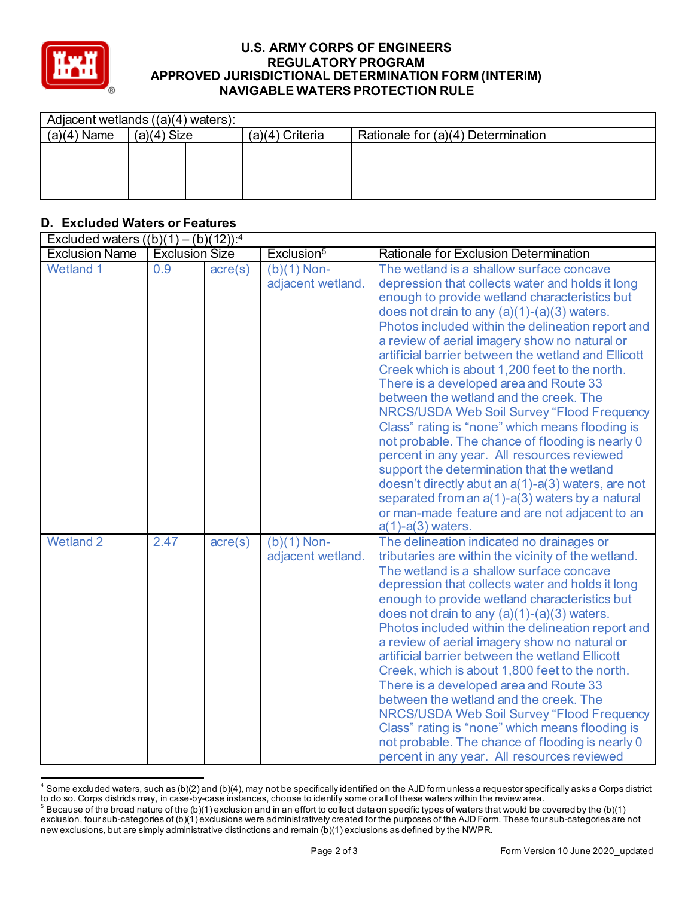# U.S. ARMY CORPS OF ENGINEERS
## REGULATORY PROGRAM
## APPROVED JURISDICTIONAL DETERMINATION FORM (INTERIM)
## NAVIGABLE WATERS PROTECTION RULE

| Adjacent wetlands ((a)(4) waters): | | | | |
|---|---|---|---|---|
| (a)(4) Name | (a)(4) Size | | (a)(4) Criteria | Rationale for (a)(4) Determination |
| | | | | |

### D. Excluded Waters or Features

| Excluded waters ((b)(1) – (b)(12)):[4] | | | | |
|---|---|---|---|---|
| Exclusion Name | Exclusion Size | | Exclusion[5] | Rationale for Exclusion Determination |
| Wetland 1 | 0.9 | acre(s) | (b)(1) Non-adjacent wetland. | The wetland is a shallow surface concave depression that collects water and holds it long enough to provide wetland characteristics but does not drain to any (a)(1)-(a)(3) waters. Photos included within the delineation report and a review of aerial imagery show no natural or artificial barrier between the wetland and Ellicott Creek which is about 1,200 feet to the north. There is a developed area and Route 33 between the wetland and the creek. The NRCS/USDA Web Soil Survey "Flood Frequency Class" rating is "none" which means flooding is not probable. The chance of flooding is nearly 0 percent in any year. All resources reviewed support the determination that the wetland doesn't directly abut an a(1)-a(3) waters, are not separated from an a(1)-a(3) waters by a natural or man-made feature and are not adjacent to an a(1)-a(3) waters. |
| Wetland 2 | 2.47 | acre(s) | (b)(1) Non-adjacent wetland. | The delineation indicated no drainages or tributaries are within the vicinity of the wetland. The wetland is a shallow surface concave depression that collects water and holds it long enough to provide wetland characteristics but does not drain to any (a)(1)-(a)(3) waters. Photos included within the delineation report and a review of aerial imagery show no natural or artificial barrier between the wetland Ellicott Creek, which is about 1,800 feet to the north. There is a developed area and Route 33 between the wetland and the creek. The NRCS/USDA Web Soil Survey "Flood Frequency Class" rating is "none" which means flooding is not probable. The chance of flooding is nearly 0 percent in any year. All resources reviewed |

[4] Some excluded waters, such as (b)(2) and (b)(4), may not be specifically identified on the AJD form unless a requestor specifically asks a Corps district to do so. Corps districts may, in case-by-case instances, choose to identify some or all of these waters within the review area.

[5] Because of the broad nature of the (b)(1) exclusion and in an effort to collect data on specific types of waters that would be covered by the (b)(1) exclusion, four sub-categories of (b)(1) exclusions were administratively created for the purposes of the AJD Form. These four sub-categories are not new exclusions, but are simply administrative distinctions and remain (b)(1) exclusions as defined by the NWPR.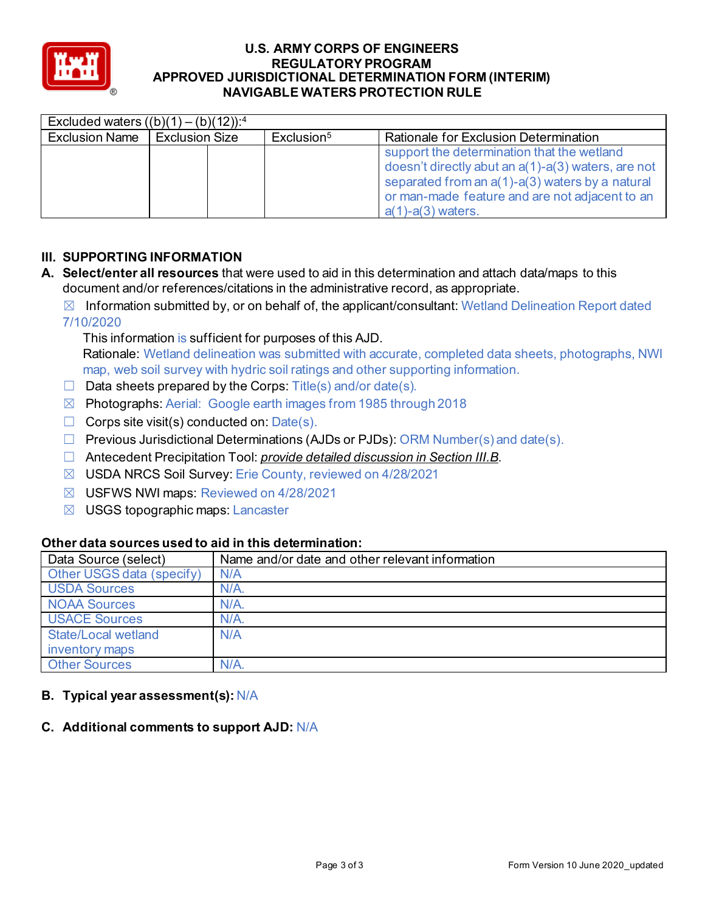| Excluded waters ((b)(1) – (b)(12)):[4] | | | | |
|---|---|---|---|---|
| Exclusion Name | Exclusion Size | | Exclusion[5] | Rationale for Exclusion Determination |
| | | | | support the determination that the wetland doesn't directly abut an a(1)-a(3) waters, are not separated from an a(1)-a(3) waters by a natural or man-made feature and are not adjacent to an a(1)-a(3) waters. |

## III. SUPPORTING INFORMATION

**A. Select/enter all resources** that were used to aid in this determination and attach data/maps to this document and/or references/citations in the administrative record, as appropriate.

☒ Information submitted by, or on behalf of, the applicant/consultant: Wetland Delineation Report dated 7/10/2020

This information is sufficient for purposes of this AJD.

Rationale: Wetland delineation was submitted with accurate, completed data sheets, photographs, NWI map, web soil survey with hydric soil ratings and other supporting information.

☐ Data sheets prepared by the Corps: Title(s) and/or date(s).

☒ Photographs: Aerial: Google earth images from 1985 through 2018

☐ Corps site visit(s) conducted on: Date(s).

☐ Previous Jurisdictional Determinations (AJDs or PJDs): ORM Number(s) and date(s).

☐ Antecedent Precipitation Tool: *provide detailed discussion in Section III.B*.

☒ USDA NRCS Soil Survey: Erie County, reviewed on 4/28/2021

☒ USFWS NWI maps: Reviewed on 4/28/2021

☒ USGS topographic maps: Lancaster

**Other data sources used to aid in this determination:**

| Data Source (select) | Name and/or date and other relevant information |
|---|---|
| Other USGS data (specify) | N/A |
| USDA Sources | N/A. |
| NOAA Sources | N/A. |
| USACE Sources | N/A. |
| State/Local wetland inventory maps | N/A |
| Other Sources | N/A. |

**B. Typical year assessment(s):** N/A

**C. Additional comments to support AJD:** N/A